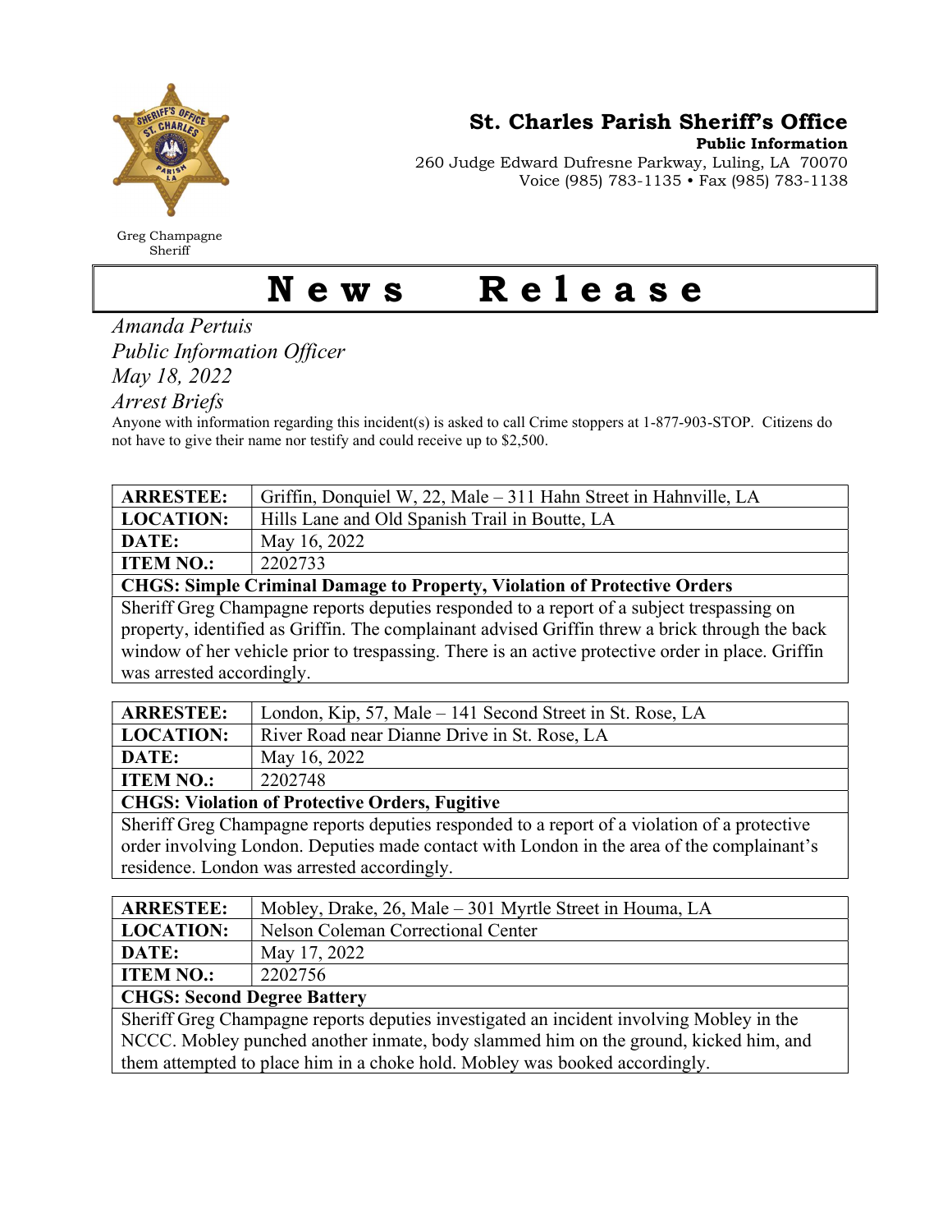Greg Champagne
Sheriff

## St. Charles Parish Sheriff's Office

**Public Information**
260 Judge Edward Dufresne Parkway, Luling, LA 70070
Voice (985) 783-1135 • Fax (985) 783-1138

# News Release

*Amanda Pertuis*
*Public Information Officer*
*May 18, 2022*
*Arrest Briefs*

Anyone with information regarding this incident(s) is asked to call Crime stoppers at 1-877-903-STOP. Citizens do not have to give their name nor testify and could receive up to $2,500.

| **ARRESTEE:** | Griffin, Donquiel W, 22, Male – 311 Hahn Street in Hahnville, LA |
|---|---|
| **LOCATION:** | Hills Lane and Old Spanish Trail in Boutte, LA |
| **DATE:** | May 16, 2022 |
| **ITEM NO.:** | 2202733 |
| **CHGS: Simple Criminal Damage to Property, Violation of Protective Orders** | |
| Sheriff Greg Champagne reports deputies responded to a report of a subject trespassing on property, identified as Griffin. The complainant advised Griffin threw a brick through the back window of her vehicle prior to trespassing. There is an active protective order in place. Griffin was arrested accordingly. | |

| **ARRESTEE:** | London, Kip, 57, Male – 141 Second Street in St. Rose, LA |
|---|---|
| **LOCATION:** | River Road near Dianne Drive in St. Rose, LA |
| **DATE:** | May 16, 2022 |
| **ITEM NO.:** | 2202748 |
| **CHGS: Violation of Protective Orders, Fugitive** | |
| Sheriff Greg Champagne reports deputies responded to a report of a violation of a protective order involving London. Deputies made contact with London in the area of the complainant's residence. London was arrested accordingly. | |

| **ARRESTEE:** | Mobley, Drake, 26, Male – 301 Myrtle Street in Houma, LA |
|---|---|
| **LOCATION:** | Nelson Coleman Correctional Center |
| **DATE:** | May 17, 2022 |
| **ITEM NO.:** | 2202756 |
| **CHGS: Second Degree Battery** | |
| Sheriff Greg Champagne reports deputies investigated an incident involving Mobley in the NCCC. Mobley punched another inmate, body slammed him on the ground, kicked him, and them attempted to place him in a choke hold. Mobley was booked accordingly. | |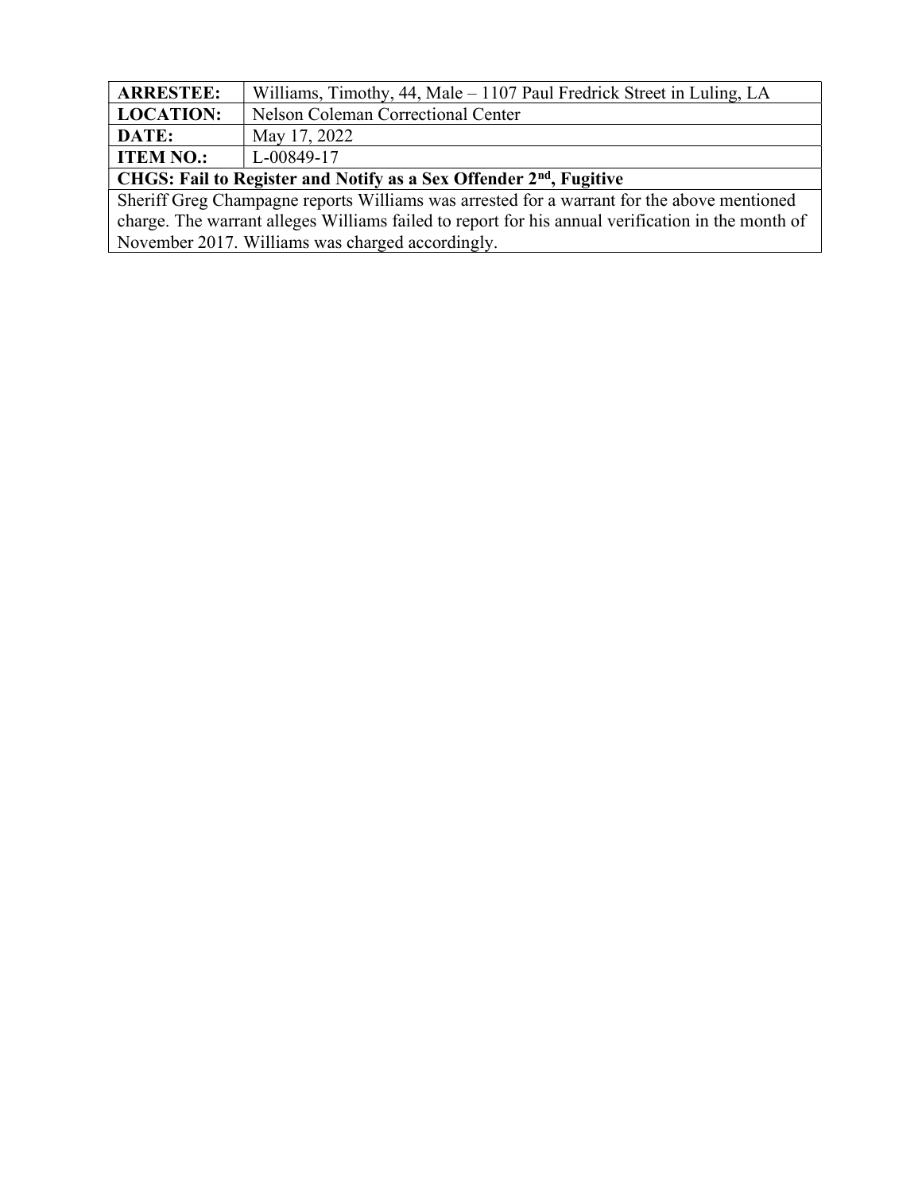| | |
|---|---|
| **ARRESTEE:** | Williams, Timothy, 44, Male – 1107 Paul Fredrick Street in Luling, LA |
| **LOCATION:** | Nelson Coleman Correctional Center |
| **DATE:** | May 17, 2022 |
| **ITEM NO.:** | L-00849-17 |
| **CHGS: Fail to Register and Notify as a Sex Offender 2nd, Fugitive** | |
| Sheriff Greg Champagne reports Williams was arrested for a warrant for the above mentioned charge. The warrant alleges Williams failed to report for his annual verification in the month of November 2017. Williams was charged accordingly. | |